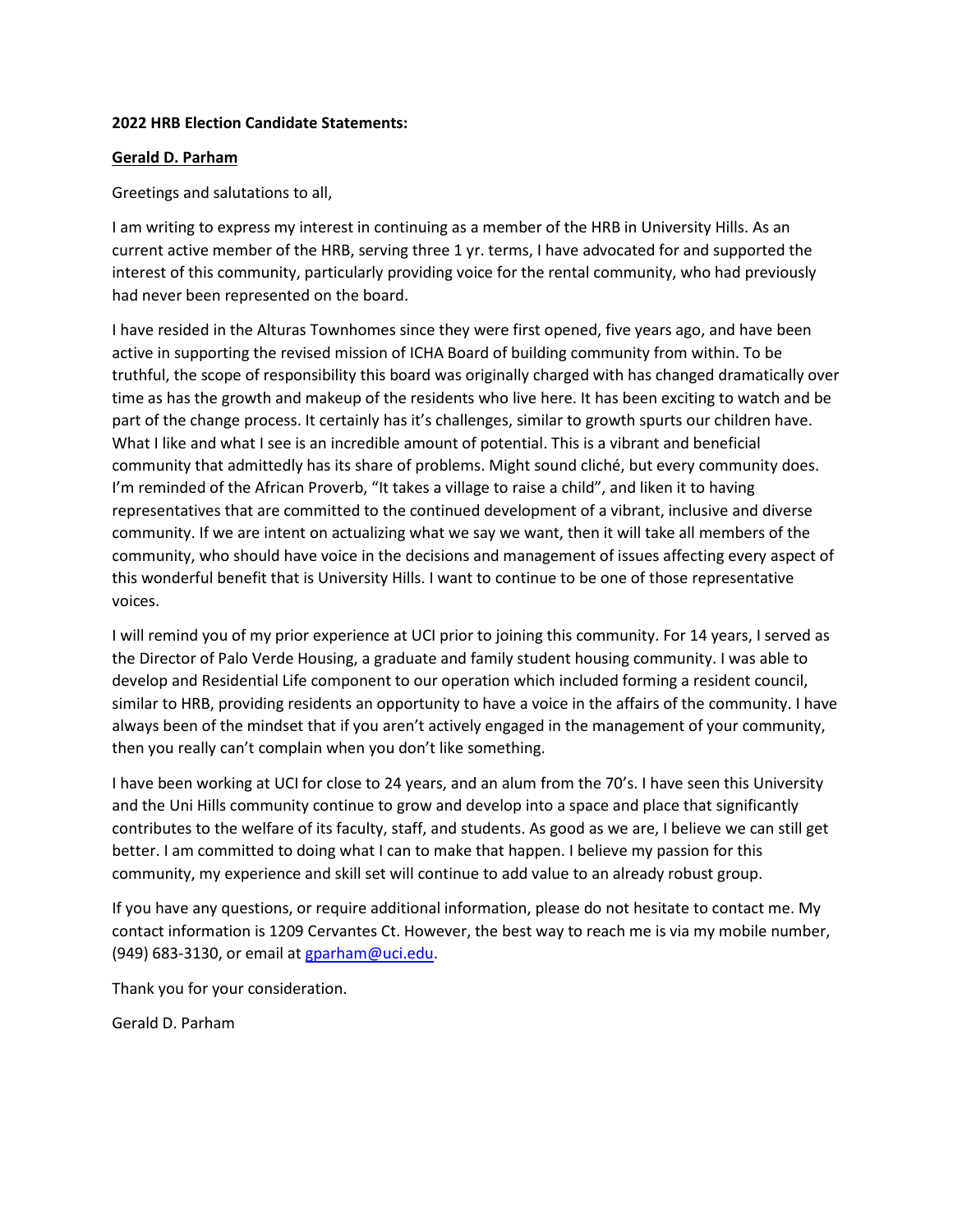**2022 HRB Election Candidate Statements:**

**Gerald D. Parham**

Greetings and salutations to all,

I am writing to express my interest in continuing as a member of the HRB in University Hills. As an current active member of the HRB, serving three 1 yr. terms, I have advocated for and supported the interest of this community, particularly providing voice for the rental community, who had previously had never been represented on the board.

I have resided in the Alturas Townhomes since they were first opened, five years ago, and have been active in supporting the revised mission of ICHA Board of building community from within. To be truthful, the scope of responsibility this board was originally charged with has changed dramatically over time as has the growth and makeup of the residents who live here. It has been exciting to watch and be part of the change process. It certainly has it's challenges, similar to growth spurts our children have. What I like and what I see is an incredible amount of potential. This is a vibrant and beneficial community that admittedly has its share of problems. Might sound cliché, but every community does. I'm reminded of the African Proverb, "It takes a village to raise a child", and liken it to having representatives that are committed to the continued development of a vibrant, inclusive and diverse community. If we are intent on actualizing what we say we want, then it will take all members of the community, who should have voice in the decisions and management of issues affecting every aspect of this wonderful benefit that is University Hills. I want to continue to be one of those representative voices.

I will remind you of my prior experience at UCI prior to joining this community. For 14 years, I served as the Director of Palo Verde Housing, a graduate and family student housing community. I was able to develop and Residential Life component to our operation which included forming a resident council, similar to HRB, providing residents an opportunity to have a voice in the affairs of the community. I have always been of the mindset that if you aren't actively engaged in the management of your community, then you really can't complain when you don't like something.

I have been working at UCI for close to 24 years, and an alum from the 70's. I have seen this University and the Uni Hills community continue to grow and develop into a space and place that significantly contributes to the welfare of its faculty, staff, and students. As good as we are, I believe we can still get better. I am committed to doing what I can to make that happen. I believe my passion for this community, my experience and skill set will continue to add value to an already robust group.

If you have any questions, or require additional information, please do not hesitate to contact me. My contact information is 1209 Cervantes Ct. However, the best way to reach me is via my mobile number, (949) 683-3130, or email at gparham@uci.edu.

Thank you for your consideration.

Gerald D. Parham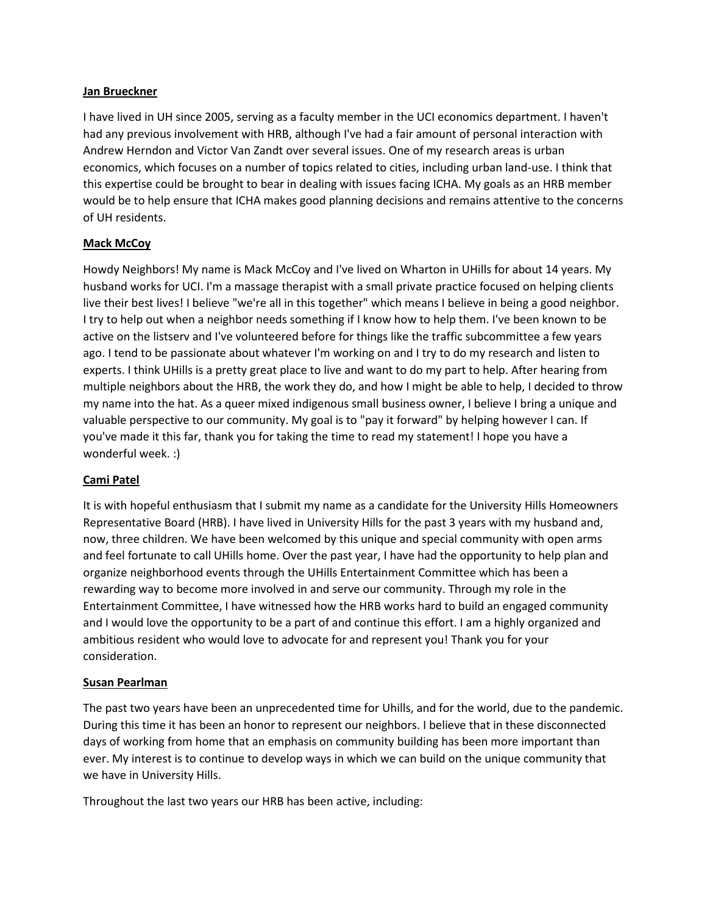**Jan Brueckner**

I have lived in UH since 2005, serving as a faculty member in the UCI economics department. I haven't had any previous involvement with HRB, although I've had a fair amount of personal interaction with Andrew Herndon and Victor Van Zandt over several issues. One of my research areas is urban economics, which focuses on a number of topics related to cities, including urban land-use. I think that this expertise could be brought to bear in dealing with issues facing ICHA. My goals as an HRB member would be to help ensure that ICHA makes good planning decisions and remains attentive to the concerns of UH residents.

**Mack McCoy**

Howdy Neighbors! My name is Mack McCoy and I've lived on Wharton in UHills for about 14 years. My husband works for UCI. I'm a massage therapist with a small private practice focused on helping clients live their best lives! I believe "we're all in this together" which means I believe in being a good neighbor. I try to help out when a neighbor needs something if I know how to help them. I've been known to be active on the listserv and I've volunteered before for things like the traffic subcommittee a few years ago. I tend to be passionate about whatever I'm working on and I try to do my research and listen to experts. I think UHills is a pretty great place to live and want to do my part to help. After hearing from multiple neighbors about the HRB, the work they do, and how I might be able to help, I decided to throw my name into the hat. As a queer mixed indigenous small business owner, I believe I bring a unique and valuable perspective to our community. My goal is to "pay it forward" by helping however I can. If you've made it this far, thank you for taking the time to read my statement! I hope you have a wonderful week. :)

**Cami Patel**

It is with hopeful enthusiasm that I submit my name as a candidate for the University Hills Homeowners Representative Board (HRB). I have lived in University Hills for the past 3 years with my husband and, now, three children. We have been welcomed by this unique and special community with open arms and feel fortunate to call UHills home. Over the past year, I have had the opportunity to help plan and organize neighborhood events through the UHills Entertainment Committee which has been a rewarding way to become more involved in and serve our community. Through my role in the Entertainment Committee, I have witnessed how the HRB works hard to build an engaged community and I would love the opportunity to be a part of and continue this effort. I am a highly organized and ambitious resident who would love to advocate for and represent you! Thank you for your consideration.

**Susan Pearlman**

The past two years have been an unprecedented time for Uhills, and for the world, due to the pandemic. During this time it has been an honor to represent our neighbors. I believe that in these disconnected days of working from home that an emphasis on community building has been more important than ever. My interest is to continue to develop ways in which we can build on the unique community that we have in University Hills.

Throughout the last two years our HRB has been active, including: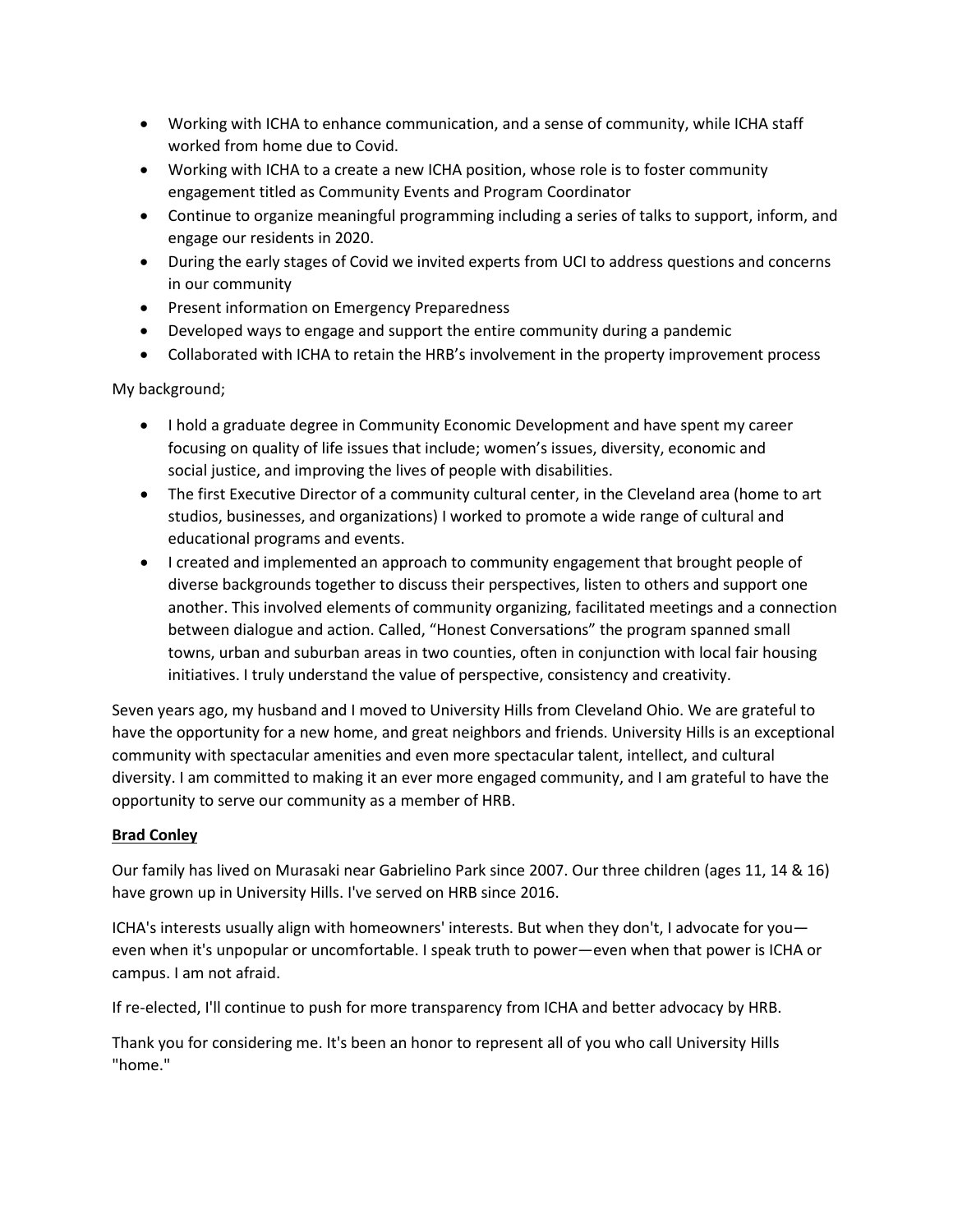- Working with ICHA to enhance communication, and a sense of community, while ICHA staff worked from home due to Covid.
- Working with ICHA to a create a new ICHA position, whose role is to foster community engagement titled as Community Events and Program Coordinator
- Continue to organize meaningful programming including a series of talks to support, inform, and engage our residents in 2020.
- During the early stages of Covid we invited experts from UCI to address questions and concerns in our community
- Present information on Emergency Preparedness
- Developed ways to engage and support the entire community during a pandemic
- Collaborated with ICHA to retain the HRB's involvement in the property improvement process

My background;

- I hold a graduate degree in Community Economic Development and have spent my career focusing on quality of life issues that include; women's issues, diversity, economic and social justice, and improving the lives of people with disabilities.
- The first Executive Director of a community cultural center, in the Cleveland area (home to art studios, businesses, and organizations) I worked to promote a wide range of cultural and educational programs and events.
- I created and implemented an approach to community engagement that brought people of diverse backgrounds together to discuss their perspectives, listen to others and support one another. This involved elements of community organizing, facilitated meetings and a connection between dialogue and action. Called, "Honest Conversations" the program spanned small towns, urban and suburban areas in two counties, often in conjunction with local fair housing initiatives. I truly understand the value of perspective, consistency and creativity.

Seven years ago, my husband and I moved to University Hills from Cleveland Ohio. We are grateful to have the opportunity for a new home, and great neighbors and friends. University Hills is an exceptional community with spectacular amenities and even more spectacular talent, intellect, and cultural diversity. I am committed to making it an ever more engaged community, and I am grateful to have the opportunity to serve our community as a member of HRB.

**Brad Conley**

Our family has lived on Murasaki near Gabrielino Park since 2007. Our three children (ages 11, 14 & 16) have grown up in University Hills. I've served on HRB since 2016.

ICHA's interests usually align with homeowners' interests. But when they don't, I advocate for you—even when it's unpopular or uncomfortable. I speak truth to power—even when that power is ICHA or campus. I am not afraid.

If re-elected, I'll continue to push for more transparency from ICHA and better advocacy by HRB.

Thank you for considering me. It's been an honor to represent all of you who call University Hills "home."